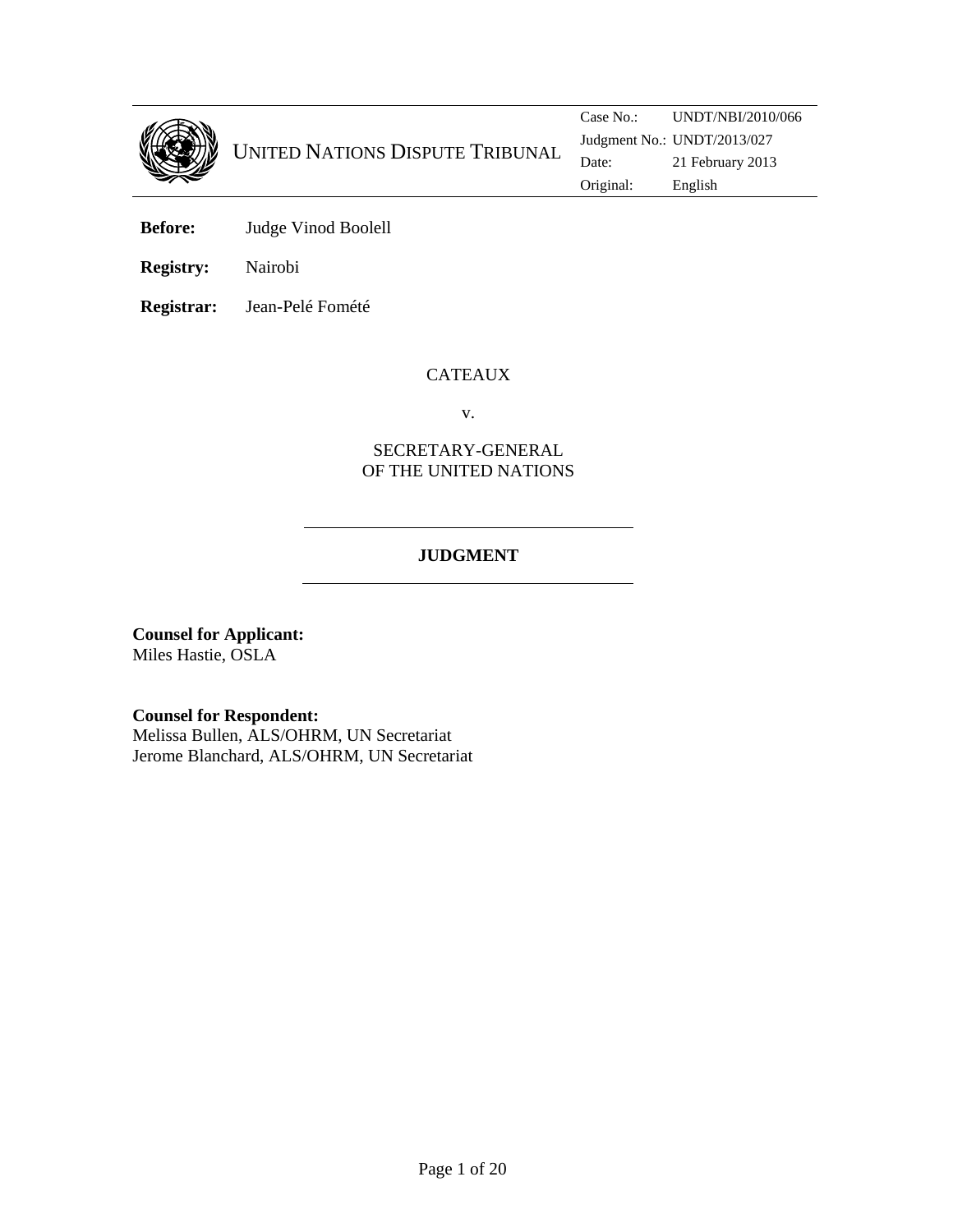UNITED NATIONS DISPUTE TRIBUNAL

| | |
|---|---|
| Case No.: | UNDT/NBI/2010/066 |
| Judgment No.: | UNDT/2013/027 |
| Date: | 21 February 2013 |
| Original: | English |

**Before:** Judge Vinod Boolell

**Registry:** Nairobi

**Registrar:** Jean-Pelé Fomété

CATEAUX

v.

SECRETARY-GENERAL
OF THE UNITED NATIONS

---

## JUDGMENT

---

**Counsel for Applicant:**
Miles Hastie, OSLA

**Counsel for Respondent:**
Melissa Bullen, ALS/OHRM, UN Secretariat
Jerome Blanchard, ALS/OHRM, UN Secretariat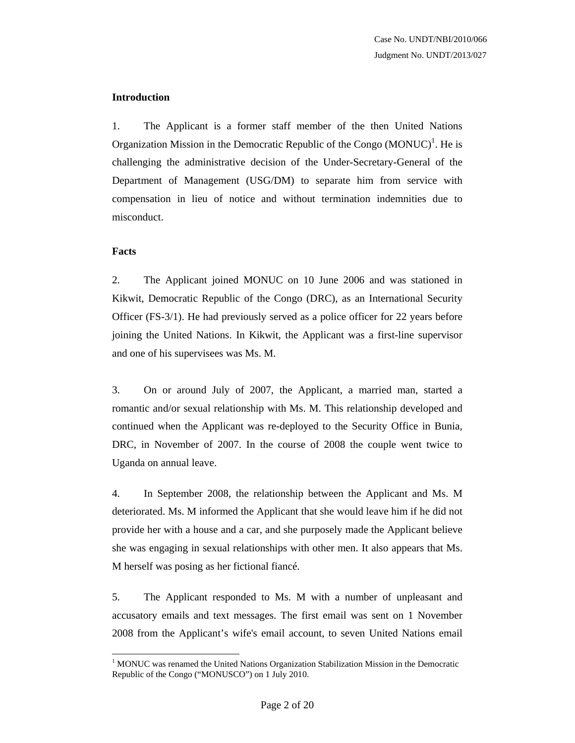## Introduction

1. The Applicant is a former staff member of the then United Nations Organization Mission in the Democratic Republic of the Congo (MONUC)[1]. He is challenging the administrative decision of the Under-Secretary-General of the Department of Management (USG/DM) to separate him from service with compensation in lieu of notice and without termination indemnities due to misconduct.

## Facts

2. The Applicant joined MONUC on 10 June 2006 and was stationed in Kikwit, Democratic Republic of the Congo (DRC), as an International Security Officer (FS-3/1). He had previously served as a police officer for 22 years before joining the United Nations. In Kikwit, the Applicant was a first-line supervisor and one of his supervisees was Ms. M.

3. On or around July of 2007, the Applicant, a married man, started a romantic and/or sexual relationship with Ms. M. This relationship developed and continued when the Applicant was re-deployed to the Security Office in Bunia, DRC, in November of 2007. In the course of 2008 the couple went twice to Uganda on annual leave.

4. In September 2008, the relationship between the Applicant and Ms. M deteriorated. Ms. M informed the Applicant that she would leave him if he did not provide her with a house and a car, and she purposely made the Applicant believe she was engaging in sexual relationships with other men. It also appears that Ms. M herself was posing as her fictional fiancé.

5. The Applicant responded to Ms. M with a number of unpleasant and accusatory emails and text messages. The first email was sent on 1 November 2008 from the Applicant's wife's email account, to seven United Nations email

---

[1] MONUC was renamed the United Nations Organization Stabilization Mission in the Democratic Republic of the Congo ("MONUSCO") on 1 July 2010.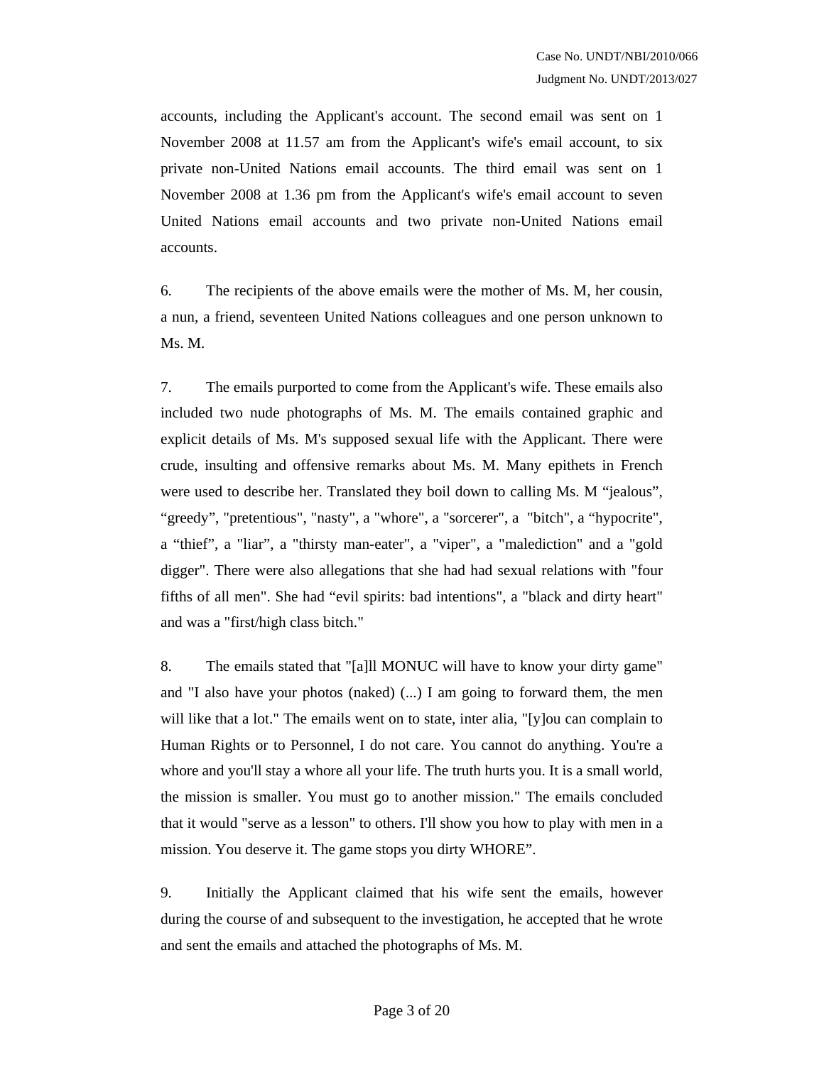accounts, including the Applicant's account. The second email was sent on 1 November 2008 at 11.57 am from the Applicant's wife's email account, to six private non-United Nations email accounts. The third email was sent on 1 November 2008 at 1.36 pm from the Applicant's wife's email account to seven United Nations email accounts and two private non-United Nations email accounts.

6. The recipients of the above emails were the mother of Ms. M, her cousin, a nun, a friend, seventeen United Nations colleagues and one person unknown to Ms. M.

7. The emails purported to come from the Applicant's wife. These emails also included two nude photographs of Ms. M. The emails contained graphic and explicit details of Ms. M's supposed sexual life with the Applicant. There were crude, insulting and offensive remarks about Ms. M. Many epithets in French were used to describe her. Translated they boil down to calling Ms. M "jealous", "greedy", "pretentious", "nasty", a "whore", a "sorcerer", a "bitch", a "hypocrite", a "thief", a "liar", a "thirsty man-eater", a "viper", a "malediction" and a "gold digger". There were also allegations that she had had sexual relations with "four fifths of all men". She had "evil spirits: bad intentions", a "black and dirty heart" and was a "first/high class bitch."

8. The emails stated that "[a]ll MONUC will have to know your dirty game" and "I also have your photos (naked) (...) I am going to forward them, the men will like that a lot." The emails went on to state, inter alia, "[y]ou can complain to Human Rights or to Personnel, I do not care. You cannot do anything. You're a whore and you'll stay a whore all your life. The truth hurts you. It is a small world, the mission is smaller. You must go to another mission." The emails concluded that it would "serve as a lesson" to others. I'll show you how to play with men in a mission. You deserve it. The game stops you dirty WHORE".

9. Initially the Applicant claimed that his wife sent the emails, however during the course of and subsequent to the investigation, he accepted that he wrote and sent the emails and attached the photographs of Ms. M.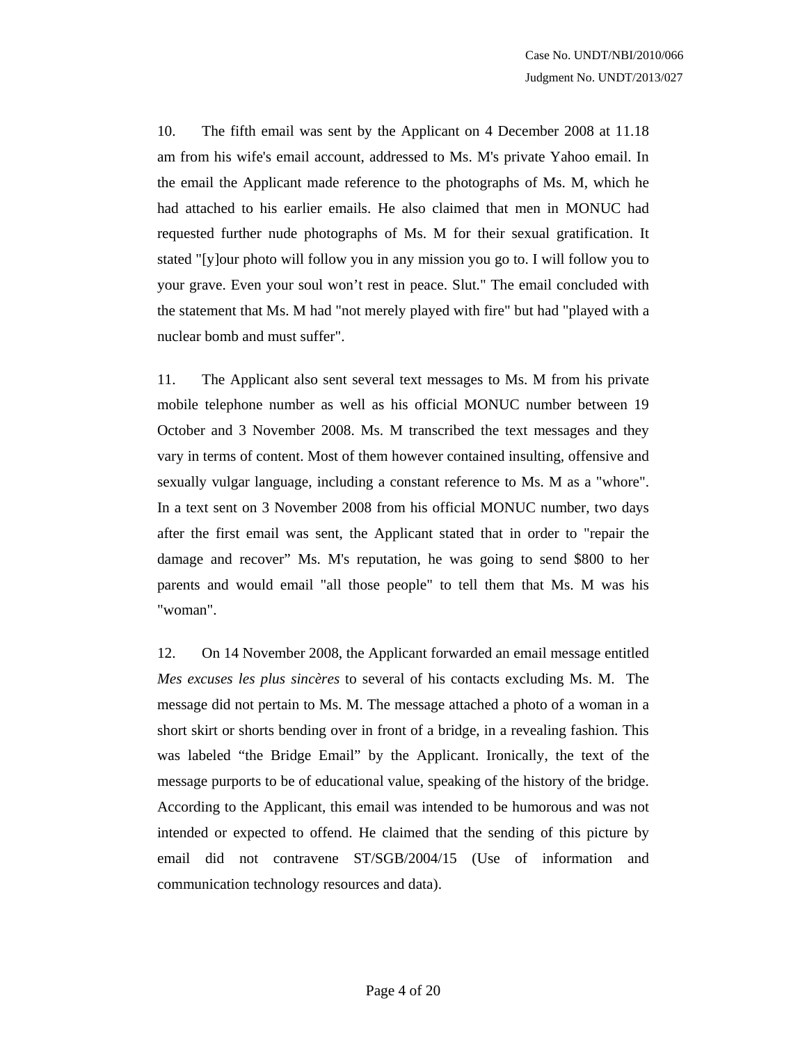10. The fifth email was sent by the Applicant on 4 December 2008 at 11.18 am from his wife's email account, addressed to Ms. M's private Yahoo email. In the email the Applicant made reference to the photographs of Ms. M, which he had attached to his earlier emails. He also claimed that men in MONUC had requested further nude photographs of Ms. M for their sexual gratification. It stated "[y]our photo will follow you in any mission you go to. I will follow you to your grave. Even your soul won't rest in peace. Slut." The email concluded with the statement that Ms. M had "not merely played with fire" but had "played with a nuclear bomb and must suffer".

11. The Applicant also sent several text messages to Ms. M from his private mobile telephone number as well as his official MONUC number between 19 October and 3 November 2008. Ms. M transcribed the text messages and they vary in terms of content. Most of them however contained insulting, offensive and sexually vulgar language, including a constant reference to Ms. M as a "whore". In a text sent on 3 November 2008 from his official MONUC number, two days after the first email was sent, the Applicant stated that in order to "repair the damage and recover" Ms. M's reputation, he was going to send $800 to her parents and would email "all those people" to tell them that Ms. M was his "woman".

12. On 14 November 2008, the Applicant forwarded an email message entitled *Mes excuses les plus sincères* to several of his contacts excluding Ms. M. The message did not pertain to Ms. M. The message attached a photo of a woman in a short skirt or shorts bending over in front of a bridge, in a revealing fashion. This was labeled "the Bridge Email" by the Applicant. Ironically, the text of the message purports to be of educational value, speaking of the history of the bridge. According to the Applicant, this email was intended to be humorous and was not intended or expected to offend. He claimed that the sending of this picture by email did not contravene ST/SGB/2004/15 (Use of information and communication technology resources and data).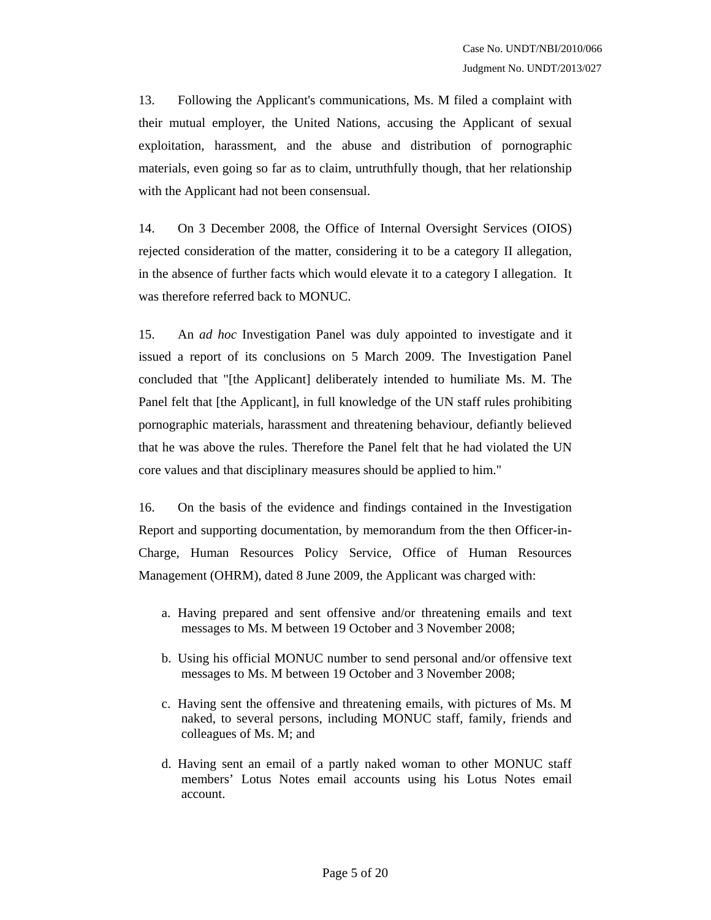13. Following the Applicant's communications, Ms. M filed a complaint with their mutual employer, the United Nations, accusing the Applicant of sexual exploitation, harassment, and the abuse and distribution of pornographic materials, even going so far as to claim, untruthfully though, that her relationship with the Applicant had not been consensual.

14. On 3 December 2008, the Office of Internal Oversight Services (OIOS) rejected consideration of the matter, considering it to be a category II allegation, in the absence of further facts which would elevate it to a category I allegation. It was therefore referred back to MONUC.

15. An *ad hoc* Investigation Panel was duly appointed to investigate and it issued a report of its conclusions on 5 March 2009. The Investigation Panel concluded that "[the Applicant] deliberately intended to humiliate Ms. M. The Panel felt that [the Applicant], in full knowledge of the UN staff rules prohibiting pornographic materials, harassment and threatening behaviour, defiantly believed that he was above the rules. Therefore the Panel felt that he had violated the UN core values and that disciplinary measures should be applied to him."

16. On the basis of the evidence and findings contained in the Investigation Report and supporting documentation, by memorandum from the then Officer-in-Charge, Human Resources Policy Service, Office of Human Resources Management (OHRM), dated 8 June 2009, the Applicant was charged with:

a. Having prepared and sent offensive and/or threatening emails and text messages to Ms. M between 19 October and 3 November 2008;

b. Using his official MONUC number to send personal and/or offensive text messages to Ms. M between 19 October and 3 November 2008;

c. Having sent the offensive and threatening emails, with pictures of Ms. M naked, to several persons, including MONUC staff, family, friends and colleagues of Ms. M; and

d. Having sent an email of a partly naked woman to other MONUC staff members' Lotus Notes email accounts using his Lotus Notes email account.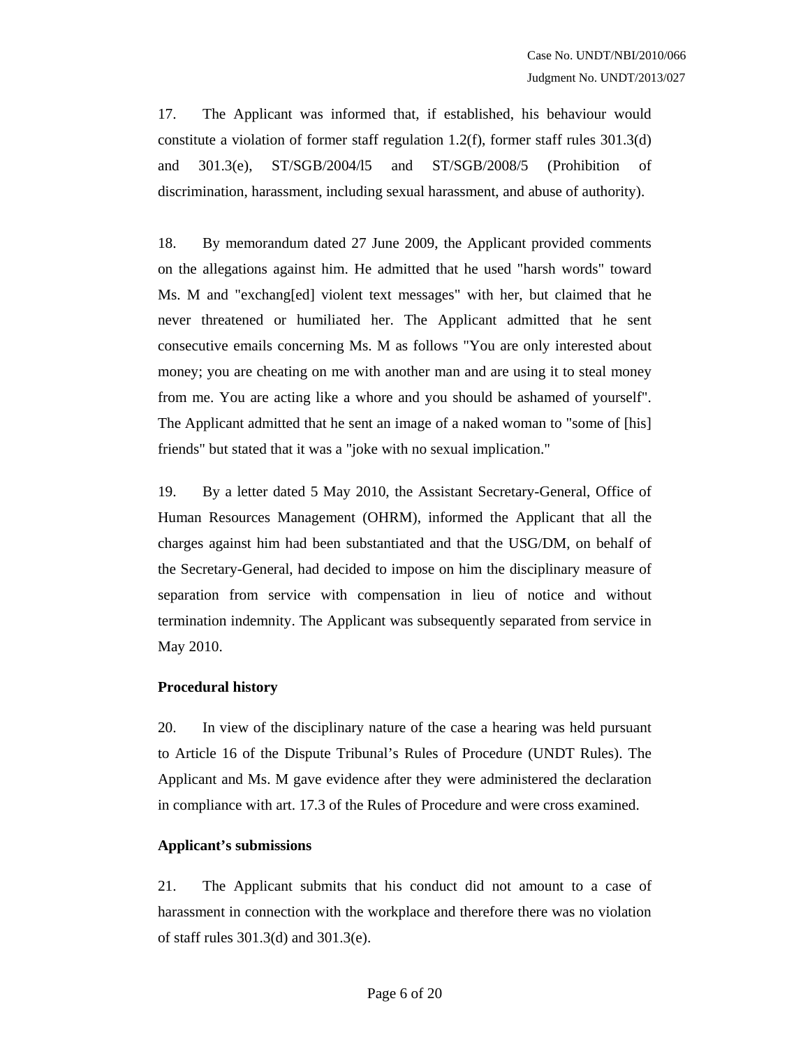17. The Applicant was informed that, if established, his behaviour would constitute a violation of former staff regulation 1.2(f), former staff rules 301.3(d) and 301.3(e), ST/SGB/2004/l5 and ST/SGB/2008/5 (Prohibition of discrimination, harassment, including sexual harassment, and abuse of authority).

18. By memorandum dated 27 June 2009, the Applicant provided comments on the allegations against him. He admitted that he used "harsh words" toward Ms. M and "exchang[ed] violent text messages" with her, but claimed that he never threatened or humiliated her. The Applicant admitted that he sent consecutive emails concerning Ms. M as follows "You are only interested about money; you are cheating on me with another man and are using it to steal money from me. You are acting like a whore and you should be ashamed of yourself". The Applicant admitted that he sent an image of a naked woman to "some of [his] friends" but stated that it was a "joke with no sexual implication."

19. By a letter dated 5 May 2010, the Assistant Secretary-General, Office of Human Resources Management (OHRM), informed the Applicant that all the charges against him had been substantiated and that the USG/DM, on behalf of the Secretary-General, had decided to impose on him the disciplinary measure of separation from service with compensation in lieu of notice and without termination indemnity. The Applicant was subsequently separated from service in May 2010.

**Procedural history**

20. In view of the disciplinary nature of the case a hearing was held pursuant to Article 16 of the Dispute Tribunal’s Rules of Procedure (UNDT Rules). The Applicant and Ms. M gave evidence after they were administered the declaration in compliance with art. 17.3 of the Rules of Procedure and were cross examined.

**Applicant’s submissions**

21. The Applicant submits that his conduct did not amount to a case of harassment in connection with the workplace and therefore there was no violation of staff rules 301.3(d) and 301.3(e).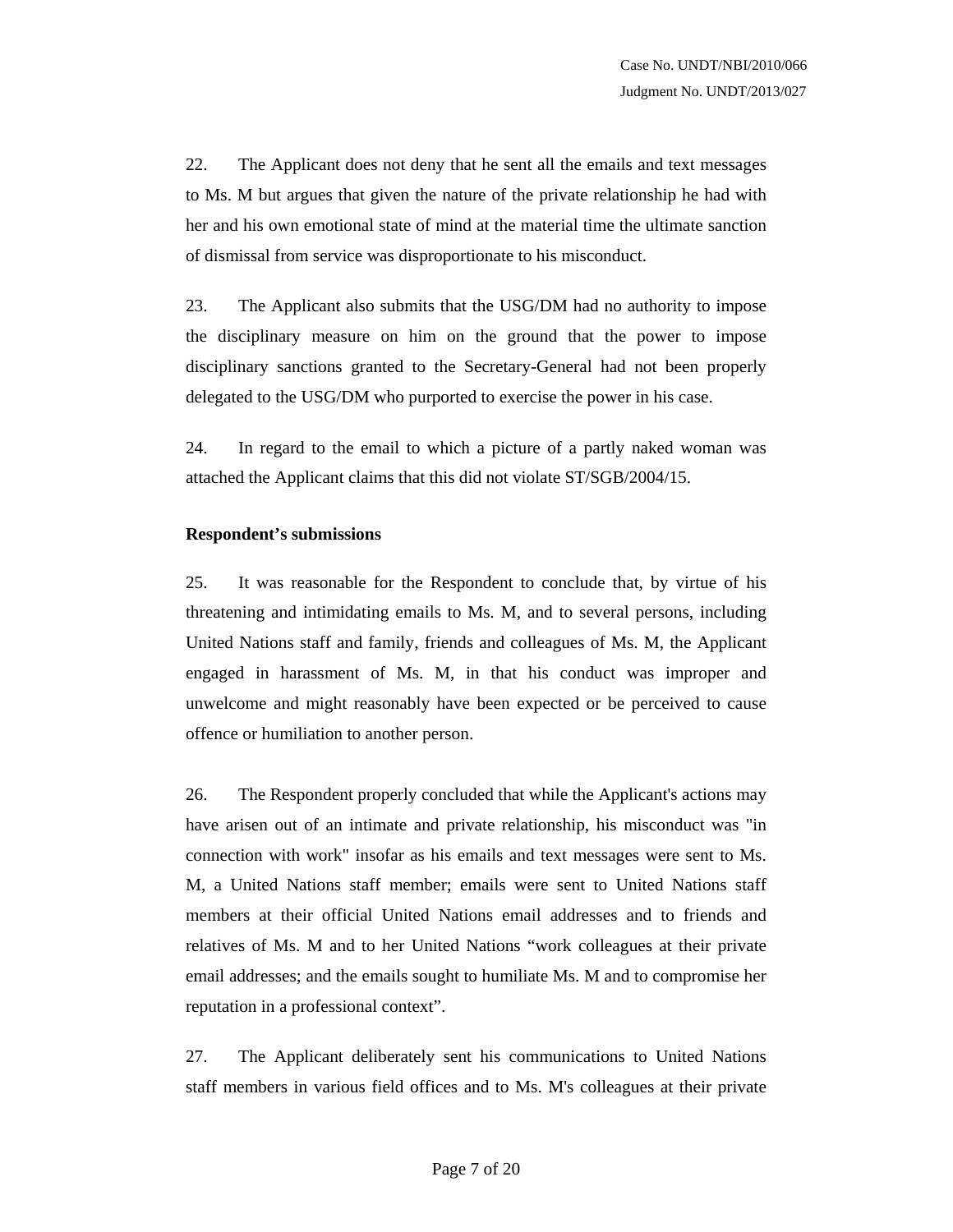22. The Applicant does not deny that he sent all the emails and text messages to Ms. M but argues that given the nature of the private relationship he had with her and his own emotional state of mind at the material time the ultimate sanction of dismissal from service was disproportionate to his misconduct.

23. The Applicant also submits that the USG/DM had no authority to impose the disciplinary measure on him on the ground that the power to impose disciplinary sanctions granted to the Secretary-General had not been properly delegated to the USG/DM who purported to exercise the power in his case.

24. In regard to the email to which a picture of a partly naked woman was attached the Applicant claims that this did not violate ST/SGB/2004/15.

**Respondent's submissions**

25. It was reasonable for the Respondent to conclude that, by virtue of his threatening and intimidating emails to Ms. M, and to several persons, including United Nations staff and family, friends and colleagues of Ms. M, the Applicant engaged in harassment of Ms. M, in that his conduct was improper and unwelcome and might reasonably have been expected or be perceived to cause offence or humiliation to another person.

26. The Respondent properly concluded that while the Applicant's actions may have arisen out of an intimate and private relationship, his misconduct was "in connection with work" insofar as his emails and text messages were sent to Ms. M, a United Nations staff member; emails were sent to United Nations staff members at their official United Nations email addresses and to friends and relatives of Ms. M and to her United Nations "work colleagues at their private email addresses; and the emails sought to humiliate Ms. M and to compromise her reputation in a professional context".

27. The Applicant deliberately sent his communications to United Nations staff members in various field offices and to Ms. M's colleagues at their private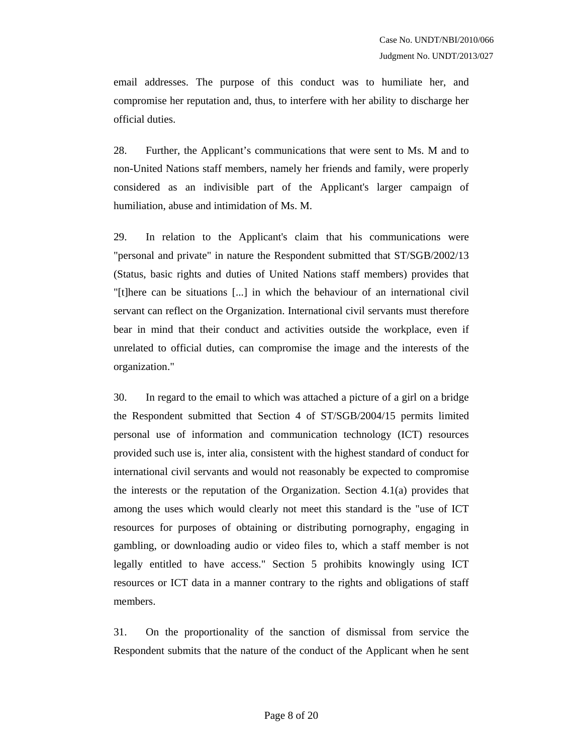email addresses. The purpose of this conduct was to humiliate her, and compromise her reputation and, thus, to interfere with her ability to discharge her official duties.

28. Further, the Applicant's communications that were sent to Ms. M and to non-United Nations staff members, namely her friends and family, were properly considered as an indivisible part of the Applicant's larger campaign of humiliation, abuse and intimidation of Ms. M.

29. In relation to the Applicant's claim that his communications were "personal and private" in nature the Respondent submitted that ST/SGB/2002/13 (Status, basic rights and duties of United Nations staff members) provides that "[t]here can be situations [...] in which the behaviour of an international civil servant can reflect on the Organization. International civil servants must therefore bear in mind that their conduct and activities outside the workplace, even if unrelated to official duties, can compromise the image and the interests of the organization."

30. In regard to the email to which was attached a picture of a girl on a bridge the Respondent submitted that Section 4 of ST/SGB/2004/15 permits limited personal use of information and communication technology (ICT) resources provided such use is, inter alia, consistent with the highest standard of conduct for international civil servants and would not reasonably be expected to compromise the interests or the reputation of the Organization. Section 4.1(a) provides that among the uses which would clearly not meet this standard is the "use of ICT resources for purposes of obtaining or distributing pornography, engaging in gambling, or downloading audio or video files to, which a staff member is not legally entitled to have access." Section 5 prohibits knowingly using ICT resources or ICT data in a manner contrary to the rights and obligations of staff members.

31. On the proportionality of the sanction of dismissal from service the Respondent submits that the nature of the conduct of the Applicant when he sent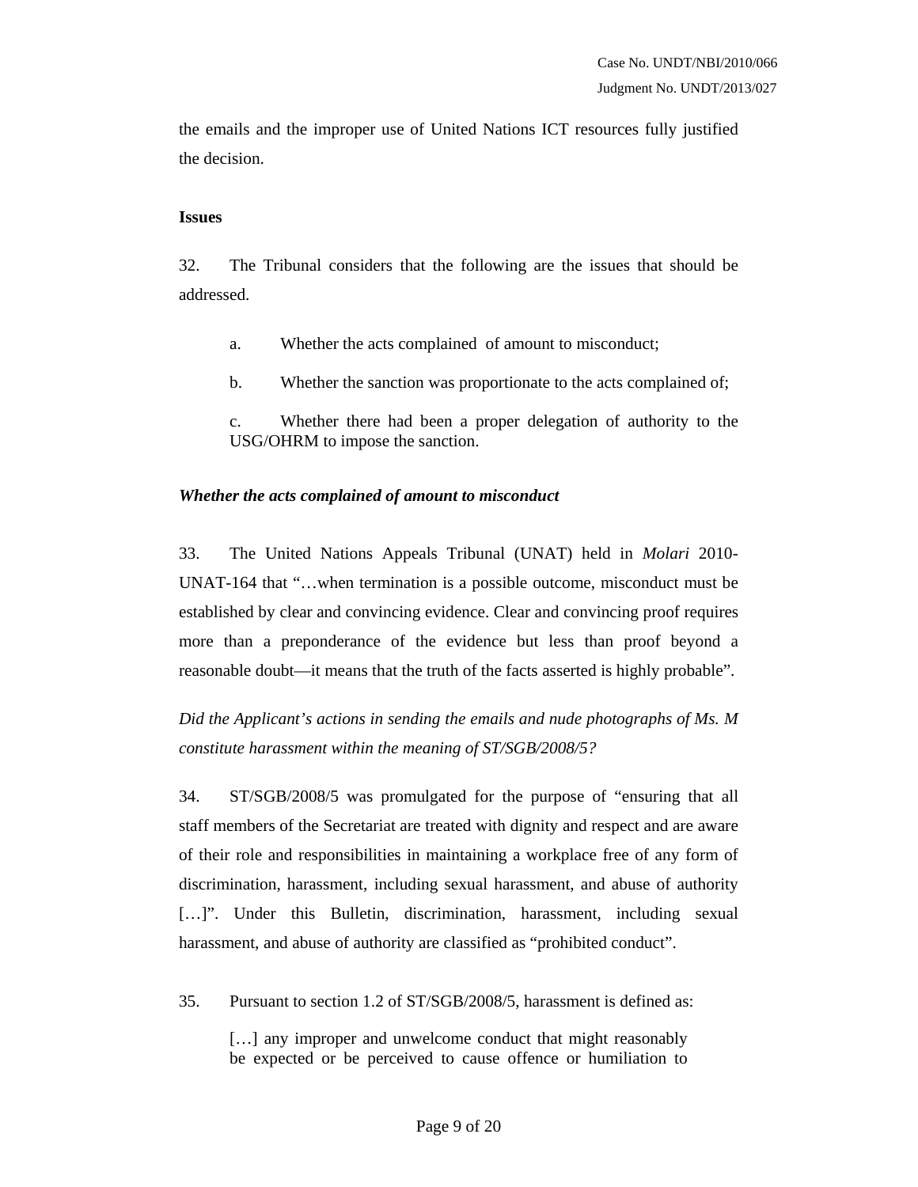the emails and the improper use of United Nations ICT resources fully justified the decision.

**Issues**

32. The Tribunal considers that the following are the issues that should be addressed.

a. Whether the acts complained of amount to misconduct;

b. Whether the sanction was proportionate to the acts complained of;

c. Whether there had been a proper delegation of authority to the USG/OHRM to impose the sanction.

***Whether the acts complained of amount to misconduct***

33. The United Nations Appeals Tribunal (UNAT) held in *Molari* 2010-UNAT-164 that "…when termination is a possible outcome, misconduct must be established by clear and convincing evidence. Clear and convincing proof requires more than a preponderance of the evidence but less than proof beyond a reasonable doubt—it means that the truth of the facts asserted is highly probable".

*Did the Applicant's actions in sending the emails and nude photographs of Ms. M constitute harassment within the meaning of ST/SGB/2008/5?*

34. ST/SGB/2008/5 was promulgated for the purpose of "ensuring that all staff members of the Secretariat are treated with dignity and respect and are aware of their role and responsibilities in maintaining a workplace free of any form of discrimination, harassment, including sexual harassment, and abuse of authority […]". Under this Bulletin, discrimination, harassment, including sexual harassment, and abuse of authority are classified as "prohibited conduct".

35. Pursuant to section 1.2 of ST/SGB/2008/5, harassment is defined as:

> […] any improper and unwelcome conduct that might reasonably be expected or be perceived to cause offence or humiliation to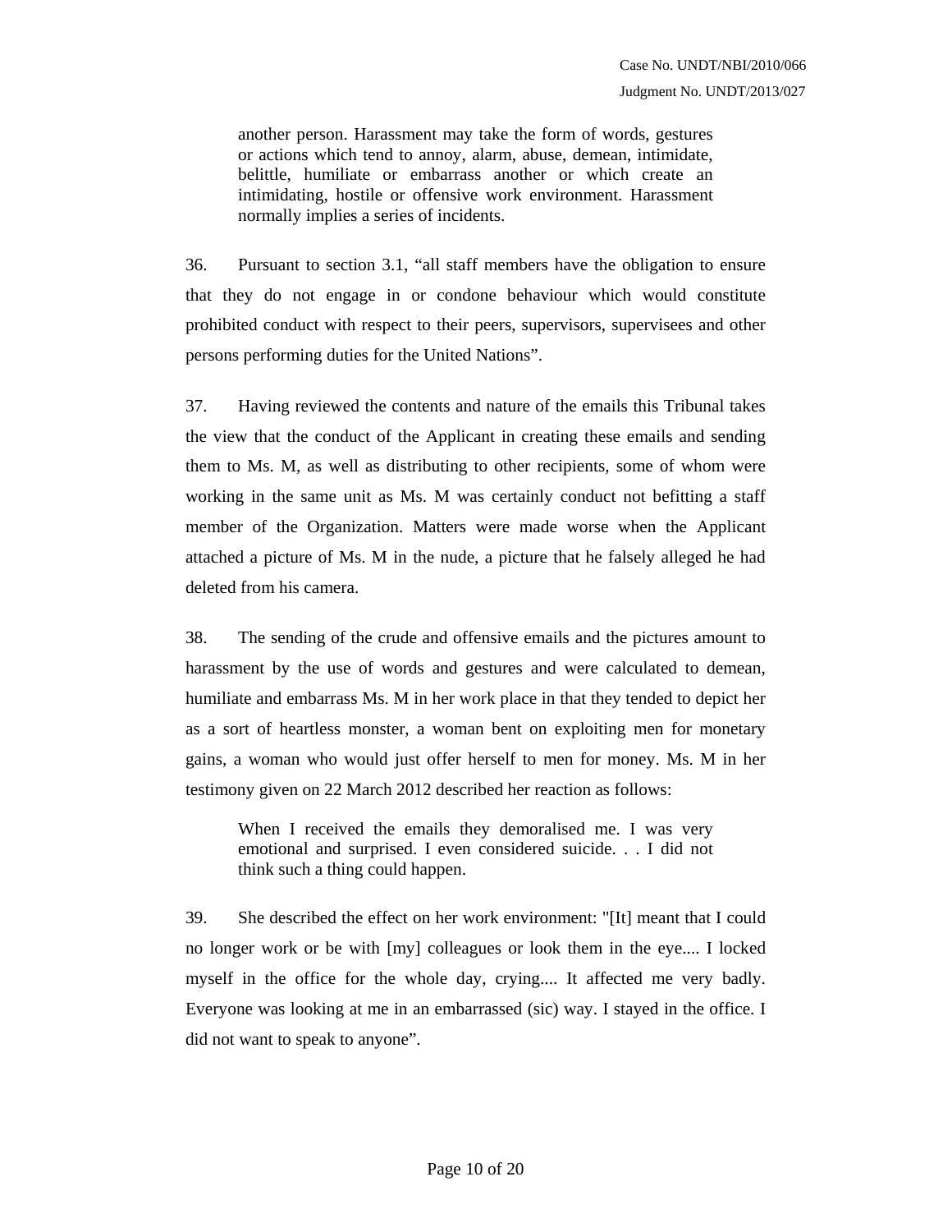> another person. Harassment may take the form of words, gestures or actions which tend to annoy, alarm, abuse, demean, intimidate, belittle, humiliate or embarrass another or which create an intimidating, hostile or offensive work environment. Harassment normally implies a series of incidents.

36. Pursuant to section 3.1, "all staff members have the obligation to ensure that they do not engage in or condone behaviour which would constitute prohibited conduct with respect to their peers, supervisors, supervisees and other persons performing duties for the United Nations".

37. Having reviewed the contents and nature of the emails this Tribunal takes the view that the conduct of the Applicant in creating these emails and sending them to Ms. M, as well as distributing to other recipients, some of whom were working in the same unit as Ms. M was certainly conduct not befitting a staff member of the Organization. Matters were made worse when the Applicant attached a picture of Ms. M in the nude, a picture that he falsely alleged he had deleted from his camera.

38. The sending of the crude and offensive emails and the pictures amount to harassment by the use of words and gestures and were calculated to demean, humiliate and embarrass Ms. M in her work place in that they tended to depict her as a sort of heartless monster, a woman bent on exploiting men for monetary gains, a woman who would just offer herself to men for money. Ms. M in her testimony given on 22 March 2012 described her reaction as follows:

> When I received the emails they demoralised me. I was very emotional and surprised. I even considered suicide. . . I did not think such a thing could happen.

39. She described the effect on her work environment: "[It] meant that I could no longer work or be with [my] colleagues or look them in the eye.... I locked myself in the office for the whole day, crying.... It affected me very badly. Everyone was looking at me in an embarrassed (sic) way. I stayed in the office. I did not want to speak to anyone".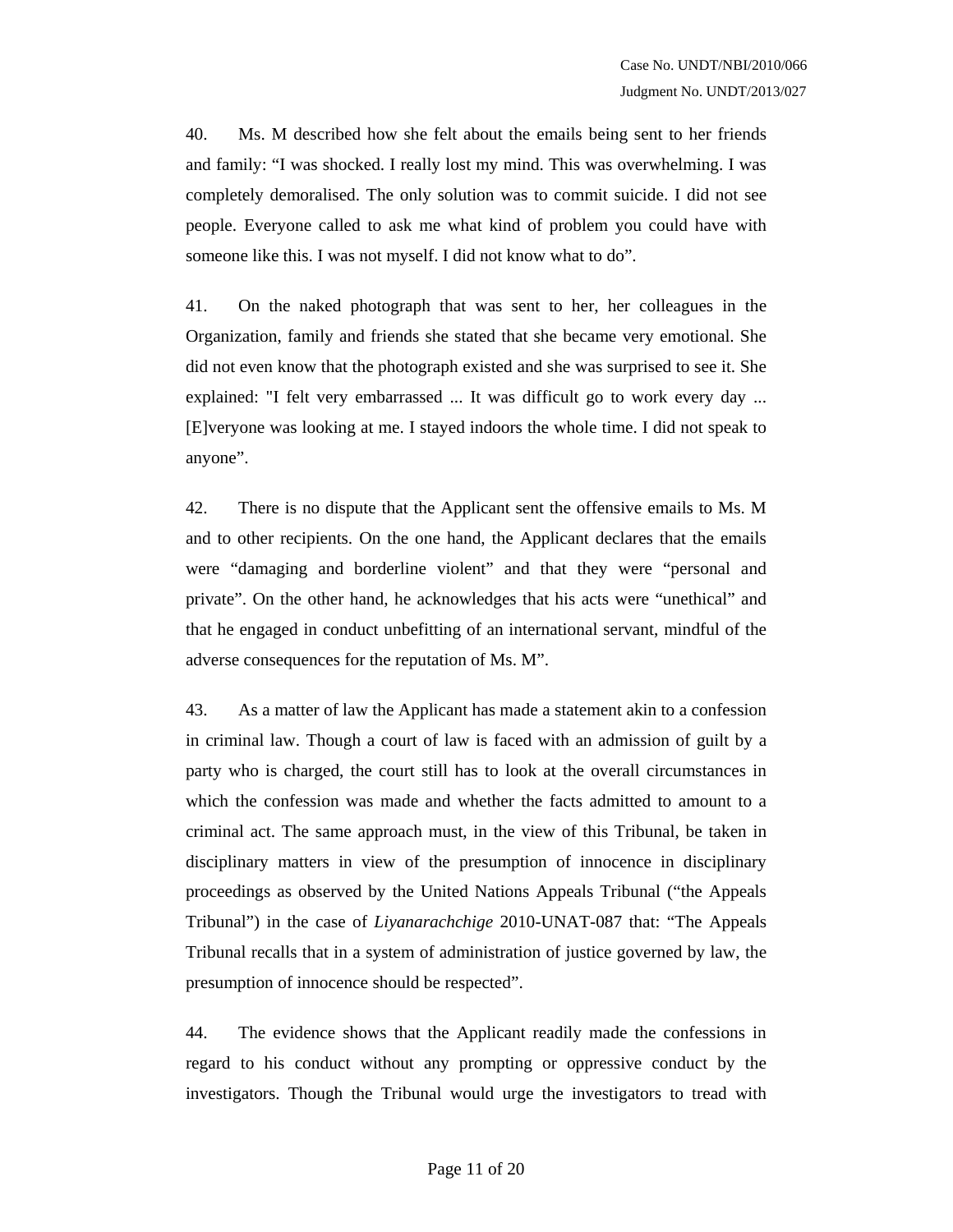40. Ms. M described how she felt about the emails being sent to her friends and family: “I was shocked. I really lost my mind. This was overwhelming. I was completely demoralised. The only solution was to commit suicide. I did not see people. Everyone called to ask me what kind of problem you could have with someone like this. I was not myself. I did not know what to do”.

41. On the naked photograph that was sent to her, her colleagues in the Organization, family and friends she stated that she became very emotional. She did not even know that the photograph existed and she was surprised to see it. She explained: "I felt very embarrassed ... It was difficult go to work every day ... [E]veryone was looking at me. I stayed indoors the whole time. I did not speak to anyone”.

42. There is no dispute that the Applicant sent the offensive emails to Ms. M and to other recipients. On the one hand, the Applicant declares that the emails were “damaging and borderline violent” and that they were “personal and private”. On the other hand, he acknowledges that his acts were “unethical” and that he engaged in conduct unbefitting of an international servant, mindful of the adverse consequences for the reputation of Ms. M”.

43. As a matter of law the Applicant has made a statement akin to a confession in criminal law. Though a court of law is faced with an admission of guilt by a party who is charged, the court still has to look at the overall circumstances in which the confession was made and whether the facts admitted to amount to a criminal act. The same approach must, in the view of this Tribunal, be taken in disciplinary matters in view of the presumption of innocence in disciplinary proceedings as observed by the United Nations Appeals Tribunal (“the Appeals Tribunal”) in the case of *Liyanarachchige* 2010-UNAT-087 that: “The Appeals Tribunal recalls that in a system of administration of justice governed by law, the presumption of innocence should be respected”.

44. The evidence shows that the Applicant readily made the confessions in regard to his conduct without any prompting or oppressive conduct by the investigators. Though the Tribunal would urge the investigators to tread with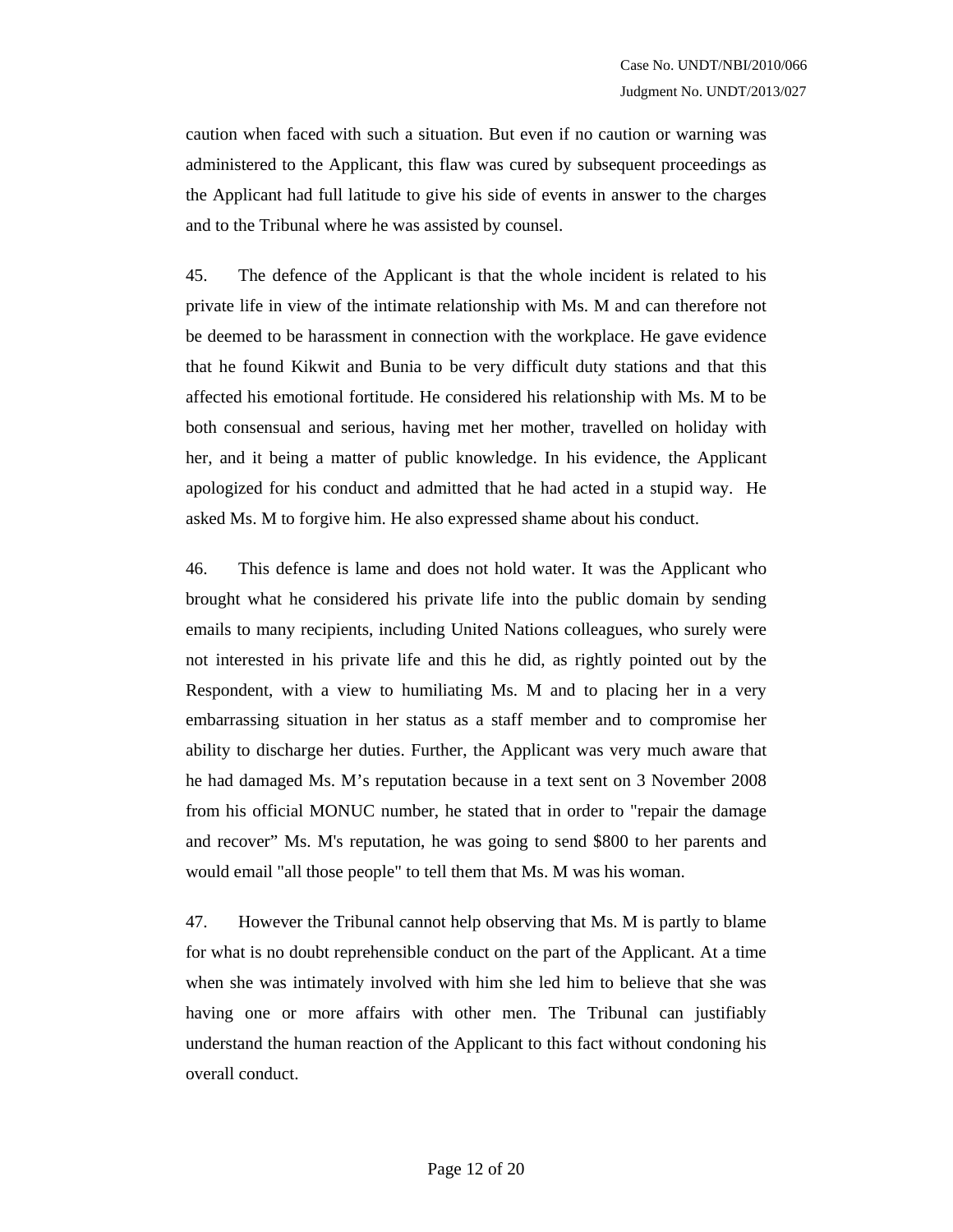caution when faced with such a situation. But even if no caution or warning was administered to the Applicant, this flaw was cured by subsequent proceedings as the Applicant had full latitude to give his side of events in answer to the charges and to the Tribunal where he was assisted by counsel.

45. The defence of the Applicant is that the whole incident is related to his private life in view of the intimate relationship with Ms. M and can therefore not be deemed to be harassment in connection with the workplace. He gave evidence that he found Kikwit and Bunia to be very difficult duty stations and that this affected his emotional fortitude. He considered his relationship with Ms. M to be both consensual and serious, having met her mother, travelled on holiday with her, and it being a matter of public knowledge. In his evidence, the Applicant apologized for his conduct and admitted that he had acted in a stupid way. He asked Ms. M to forgive him. He also expressed shame about his conduct.

46. This defence is lame and does not hold water. It was the Applicant who brought what he considered his private life into the public domain by sending emails to many recipients, including United Nations colleagues, who surely were not interested in his private life and this he did, as rightly pointed out by the Respondent, with a view to humiliating Ms. M and to placing her in a very embarrassing situation in her status as a staff member and to compromise her ability to discharge her duties. Further, the Applicant was very much aware that he had damaged Ms. M's reputation because in a text sent on 3 November 2008 from his official MONUC number, he stated that in order to "repair the damage and recover" Ms. M's reputation, he was going to send $800 to her parents and would email "all those people" to tell them that Ms. M was his woman.

47. However the Tribunal cannot help observing that Ms. M is partly to blame for what is no doubt reprehensible conduct on the part of the Applicant. At a time when she was intimately involved with him she led him to believe that she was having one or more affairs with other men. The Tribunal can justifiably understand the human reaction of the Applicant to this fact without condoning his overall conduct.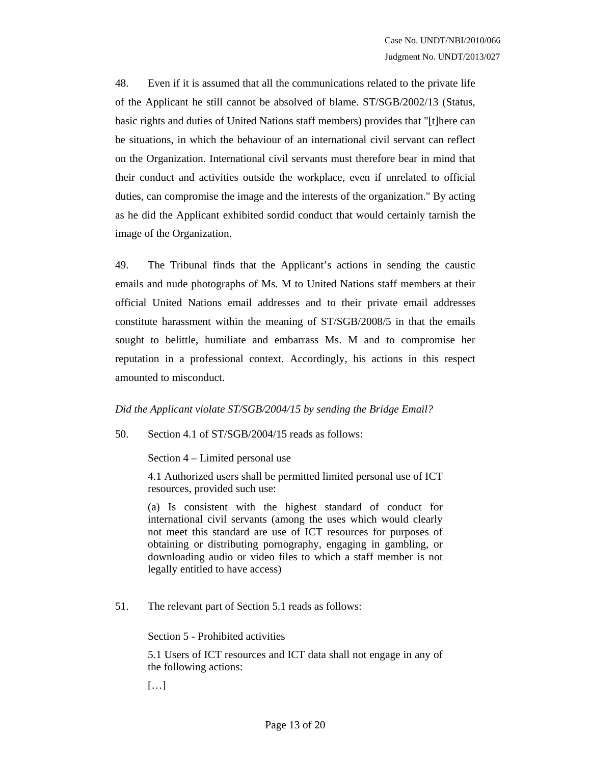48. Even if it is assumed that all the communications related to the private life of the Applicant he still cannot be absolved of blame. ST/SGB/2002/13 (Status, basic rights and duties of United Nations staff members) provides that "[t]here can be situations, in which the behaviour of an international civil servant can reflect on the Organization. International civil servants must therefore bear in mind that their conduct and activities outside the workplace, even if unrelated to official duties, can compromise the image and the interests of the organization." By acting as he did the Applicant exhibited sordid conduct that would certainly tarnish the image of the Organization.

49. The Tribunal finds that the Applicant's actions in sending the caustic emails and nude photographs of Ms. M to United Nations staff members at their official United Nations email addresses and to their private email addresses constitute harassment within the meaning of ST/SGB/2008/5 in that the emails sought to belittle, humiliate and embarrass Ms. M and to compromise her reputation in a professional context. Accordingly, his actions in this respect amounted to misconduct.

*Did the Applicant violate ST/SGB/2004/15 by sending the Bridge Email?*

50. Section 4.1 of ST/SGB/2004/15 reads as follows:

> Section 4 – Limited personal use
>
> 4.1 Authorized users shall be permitted limited personal use of ICT resources, provided such use:
>
> (a) Is consistent with the highest standard of conduct for international civil servants (among the uses which would clearly not meet this standard are use of ICT resources for purposes of obtaining or distributing pornography, engaging in gambling, or downloading audio or video files to which a staff member is not legally entitled to have access)

51. The relevant part of Section 5.1 reads as follows:

> Section 5 - Prohibited activities
>
> 5.1 Users of ICT resources and ICT data shall not engage in any of the following actions:
>
> […]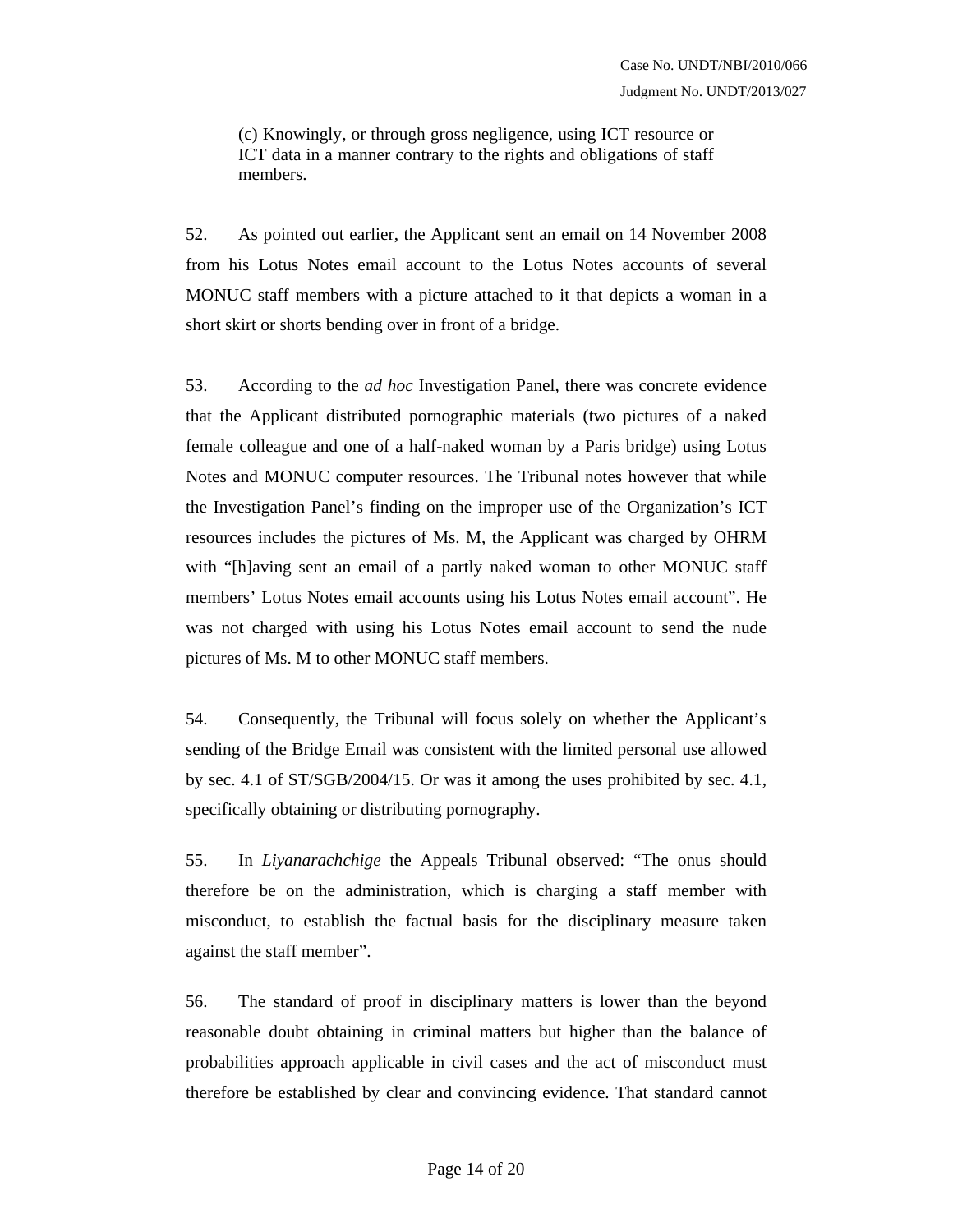(c) Knowingly, or through gross negligence, using ICT resource or ICT data in a manner contrary to the rights and obligations of staff members.

52. As pointed out earlier, the Applicant sent an email on 14 November 2008 from his Lotus Notes email account to the Lotus Notes accounts of several MONUC staff members with a picture attached to it that depicts a woman in a short skirt or shorts bending over in front of a bridge.

53. According to the *ad hoc* Investigation Panel, there was concrete evidence that the Applicant distributed pornographic materials (two pictures of a naked female colleague and one of a half-naked woman by a Paris bridge) using Lotus Notes and MONUC computer resources. The Tribunal notes however that while the Investigation Panel's finding on the improper use of the Organization's ICT resources includes the pictures of Ms. M, the Applicant was charged by OHRM with "[h]aving sent an email of a partly naked woman to other MONUC staff members' Lotus Notes email accounts using his Lotus Notes email account". He was not charged with using his Lotus Notes email account to send the nude pictures of Ms. M to other MONUC staff members.

54. Consequently, the Tribunal will focus solely on whether the Applicant's sending of the Bridge Email was consistent with the limited personal use allowed by sec. 4.1 of ST/SGB/2004/15. Or was it among the uses prohibited by sec. 4.1, specifically obtaining or distributing pornography.

55. In *Liyanarachchige* the Appeals Tribunal observed: "The onus should therefore be on the administration, which is charging a staff member with misconduct, to establish the factual basis for the disciplinary measure taken against the staff member".

56. The standard of proof in disciplinary matters is lower than the beyond reasonable doubt obtaining in criminal matters but higher than the balance of probabilities approach applicable in civil cases and the act of misconduct must therefore be established by clear and convincing evidence. That standard cannot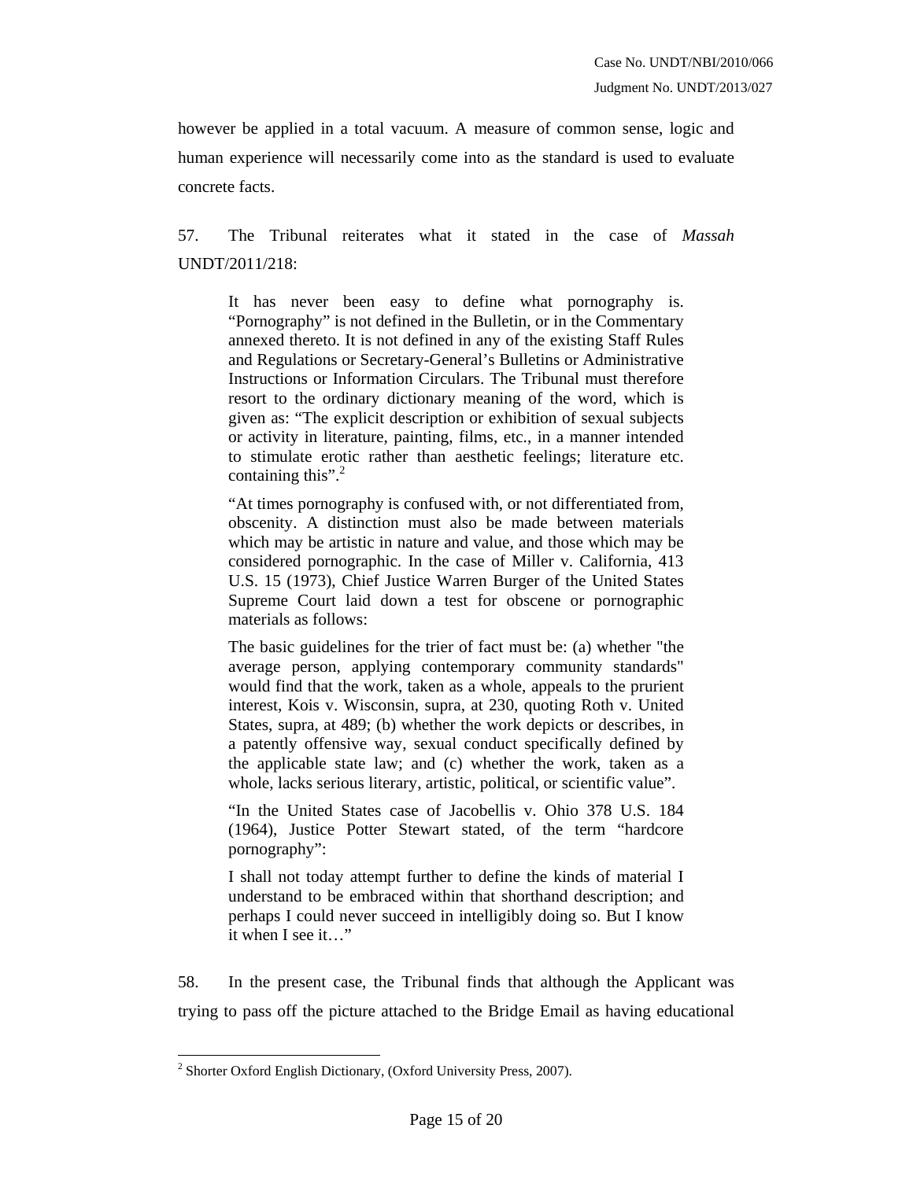however be applied in a total vacuum. A measure of common sense, logic and human experience will necessarily come into as the standard is used to evaluate concrete facts.

57. The Tribunal reiterates what it stated in the case of *Massah* UNDT/2011/218:

> It has never been easy to define what pornography is. "Pornography" is not defined in the Bulletin, or in the Commentary annexed thereto. It is not defined in any of the existing Staff Rules and Regulations or Secretary-General's Bulletins or Administrative Instructions or Information Circulars. The Tribunal must therefore resort to the ordinary dictionary meaning of the word, which is given as: "The explicit description or exhibition of sexual subjects or activity in literature, painting, films, etc., in a manner intended to stimulate erotic rather than aesthetic feelings; literature etc. containing this".[2]
>
> "At times pornography is confused with, or not differentiated from, obscenity. A distinction must also be made between materials which may be artistic in nature and value, and those which may be considered pornographic. In the case of Miller v. California, 413 U.S. 15 (1973), Chief Justice Warren Burger of the United States Supreme Court laid down a test for obscene or pornographic materials as follows:
>
> The basic guidelines for the trier of fact must be: (a) whether "the average person, applying contemporary community standards" would find that the work, taken as a whole, appeals to the prurient interest, Kois v. Wisconsin, supra, at 230, quoting Roth v. United States, supra, at 489; (b) whether the work depicts or describes, in a patently offensive way, sexual conduct specifically defined by the applicable state law; and (c) whether the work, taken as a whole, lacks serious literary, artistic, political, or scientific value".
>
> "In the United States case of Jacobellis v. Ohio 378 U.S. 184 (1964), Justice Potter Stewart stated, of the term "hardcore pornography":
>
> I shall not today attempt further to define the kinds of material I understand to be embraced within that shorthand description; and perhaps I could never succeed in intelligibly doing so. But I know it when I see it…"

58. In the present case, the Tribunal finds that although the Applicant was trying to pass off the picture attached to the Bridge Email as having educational

---

[2] Shorter Oxford English Dictionary, (Oxford University Press, 2007).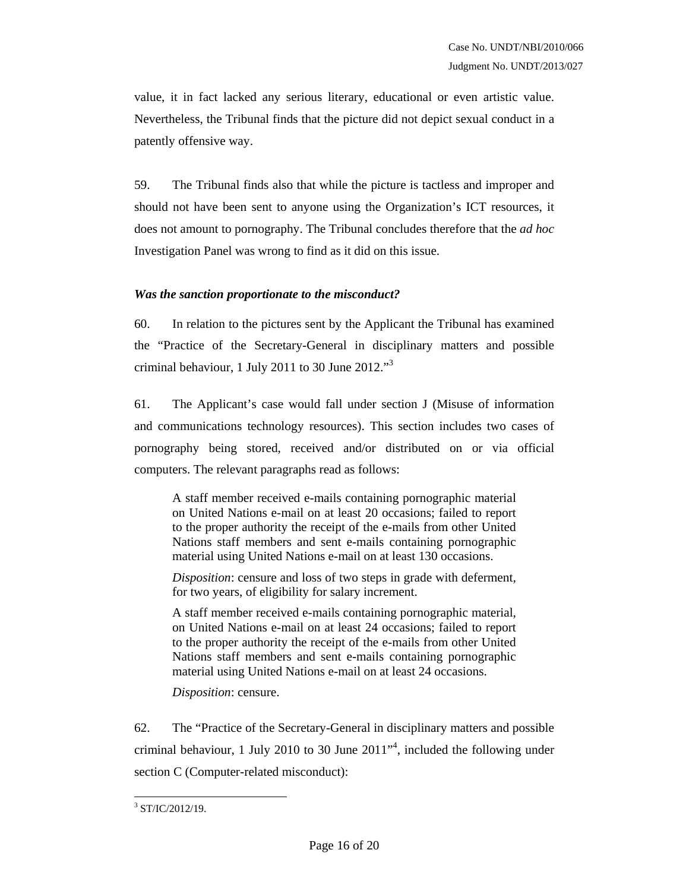value, it in fact lacked any serious literary, educational or even artistic value. Nevertheless, the Tribunal finds that the picture did not depict sexual conduct in a patently offensive way.

59. The Tribunal finds also that while the picture is tactless and improper and should not have been sent to anyone using the Organization's ICT resources, it does not amount to pornography. The Tribunal concludes therefore that the *ad hoc* Investigation Panel was wrong to find as it did on this issue.

### *Was the sanction proportionate to the misconduct?*

60. In relation to the pictures sent by the Applicant the Tribunal has examined the "Practice of the Secretary-General in disciplinary matters and possible criminal behaviour, 1 July 2011 to 30 June 2012."[3]

61. The Applicant's case would fall under section J (Misuse of information and communications technology resources). This section includes two cases of pornography being stored, received and/or distributed on or via official computers. The relevant paragraphs read as follows:

> A staff member received e-mails containing pornographic material on United Nations e-mail on at least 20 occasions; failed to report to the proper authority the receipt of the e-mails from other United Nations staff members and sent e-mails containing pornographic material using United Nations e-mail on at least 130 occasions.
>
> *Disposition*: censure and loss of two steps in grade with deferment, for two years, of eligibility for salary increment.
>
> A staff member received e-mails containing pornographic material, on United Nations e-mail on at least 24 occasions; failed to report to the proper authority the receipt of the e-mails from other United Nations staff members and sent e-mails containing pornographic material using United Nations e-mail on at least 24 occasions.
>
> *Disposition*: censure.

62. The "Practice of the Secretary-General in disciplinary matters and possible criminal behaviour, 1 July 2010 to 30 June 2011"[4], included the following under section C (Computer-related misconduct):

[3] ST/IC/2012/19.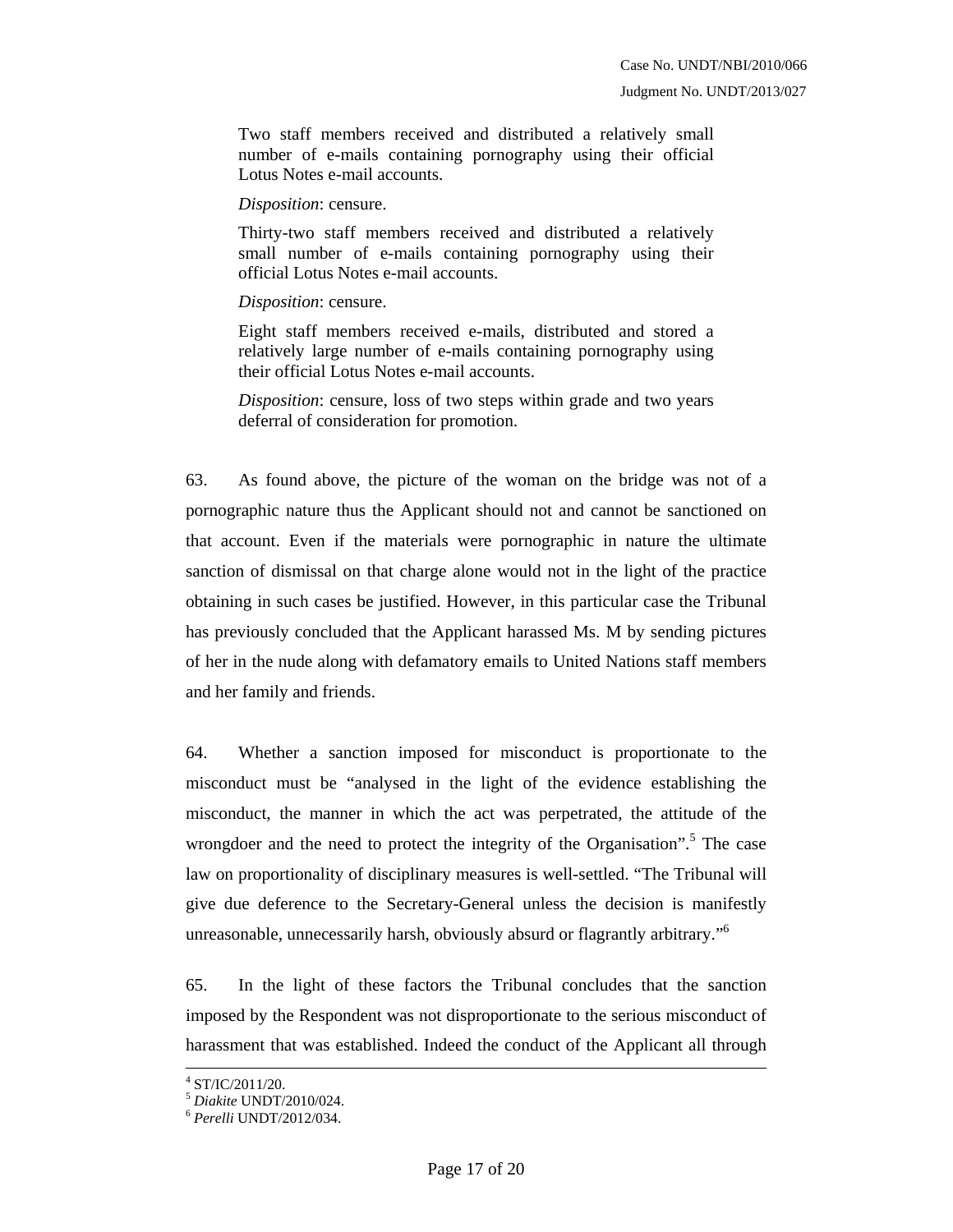> Two staff members received and distributed a relatively small number of e-mails containing pornography using their official Lotus Notes e-mail accounts.
>
> *Disposition*: censure.
>
> Thirty-two staff members received and distributed a relatively small number of e-mails containing pornography using their official Lotus Notes e-mail accounts.
>
> *Disposition*: censure.
>
> Eight staff members received e-mails, distributed and stored a relatively large number of e-mails containing pornography using their official Lotus Notes e-mail accounts.
>
> *Disposition*: censure, loss of two steps within grade and two years deferral of consideration for promotion.

63. As found above, the picture of the woman on the bridge was not of a pornographic nature thus the Applicant should not and cannot be sanctioned on that account. Even if the materials were pornographic in nature the ultimate sanction of dismissal on that charge alone would not in the light of the practice obtaining in such cases be justified. However, in this particular case the Tribunal has previously concluded that the Applicant harassed Ms. M by sending pictures of her in the nude along with defamatory emails to United Nations staff members and her family and friends.

64. Whether a sanction imposed for misconduct is proportionate to the misconduct must be "analysed in the light of the evidence establishing the misconduct, the manner in which the act was perpetrated, the attitude of the wrongdoer and the need to protect the integrity of the Organisation".[5] The case law on proportionality of disciplinary measures is well-settled. "The Tribunal will give due deference to the Secretary-General unless the decision is manifestly unreasonable, unnecessarily harsh, obviously absurd or flagrantly arbitrary."[6]

65. In the light of these factors the Tribunal concludes that the sanction imposed by the Respondent was not disproportionate to the serious misconduct of harassment that was established. Indeed the conduct of the Applicant all through

---

[4] ST/IC/2011/20.

[5] *Diakite* UNDT/2010/024.

[6] *Perelli* UNDT/2012/034.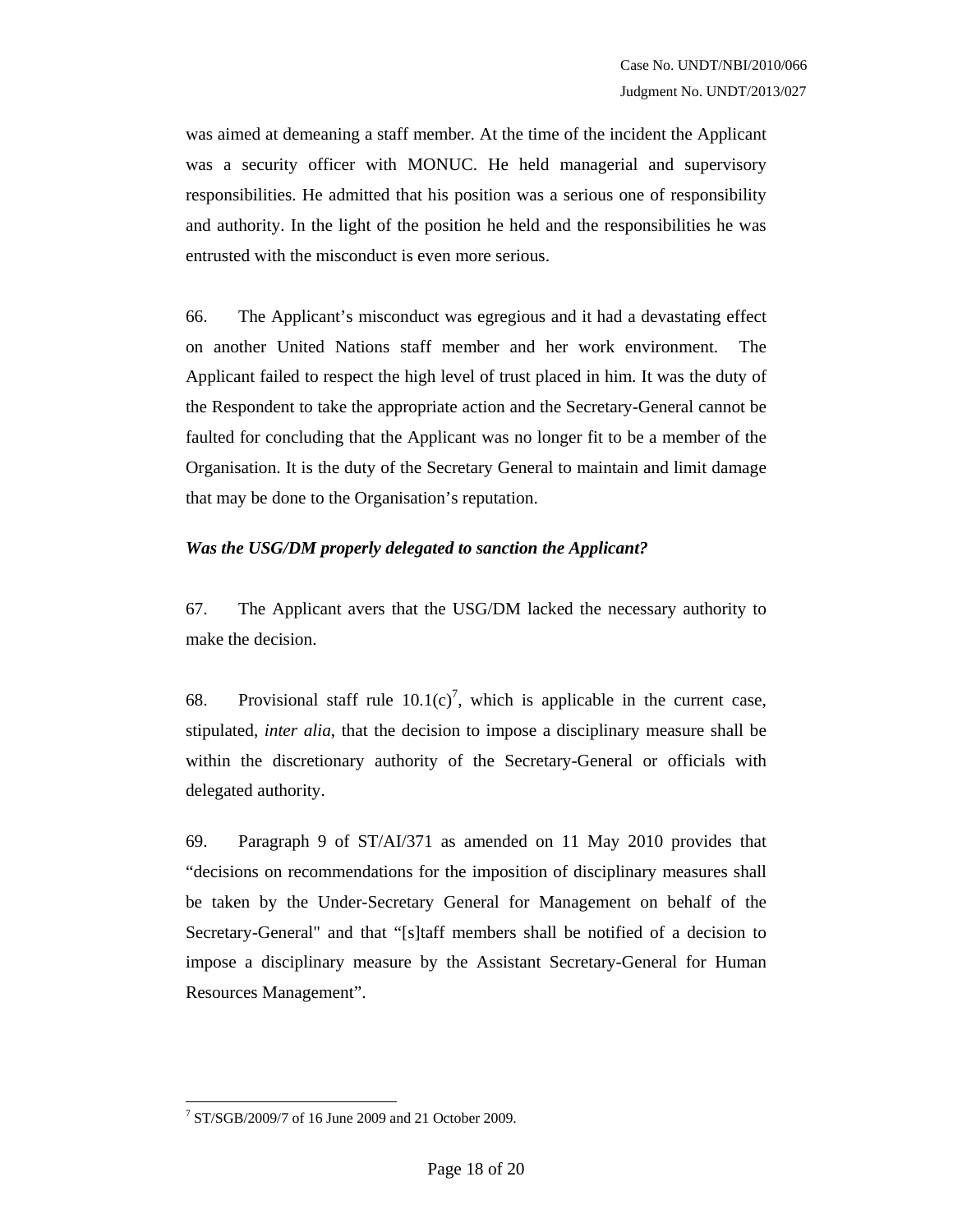was aimed at demeaning a staff member. At the time of the incident the Applicant was a security officer with MONUC. He held managerial and supervisory responsibilities. He admitted that his position was a serious one of responsibility and authority. In the light of the position he held and the responsibilities he was entrusted with the misconduct is even more serious.

66. The Applicant's misconduct was egregious and it had a devastating effect on another United Nations staff member and her work environment. The Applicant failed to respect the high level of trust placed in him. It was the duty of the Respondent to take the appropriate action and the Secretary-General cannot be faulted for concluding that the Applicant was no longer fit to be a member of the Organisation. It is the duty of the Secretary General to maintain and limit damage that may be done to the Organisation's reputation.

***Was the USG/DM properly delegated to sanction the Applicant?***

67. The Applicant avers that the USG/DM lacked the necessary authority to make the decision.

68. Provisional staff rule 10.1(c)[7], which is applicable in the current case, stipulated, *inter alia*, that the decision to impose a disciplinary measure shall be within the discretionary authority of the Secretary-General or officials with delegated authority.

69. Paragraph 9 of ST/AI/371 as amended on 11 May 2010 provides that "decisions on recommendations for the imposition of disciplinary measures shall be taken by the Under-Secretary General for Management on behalf of the Secretary-General" and that "[s]taff members shall be notified of a decision to impose a disciplinary measure by the Assistant Secretary-General for Human Resources Management".

---

[7] ST/SGB/2009/7 of 16 June 2009 and 21 October 2009.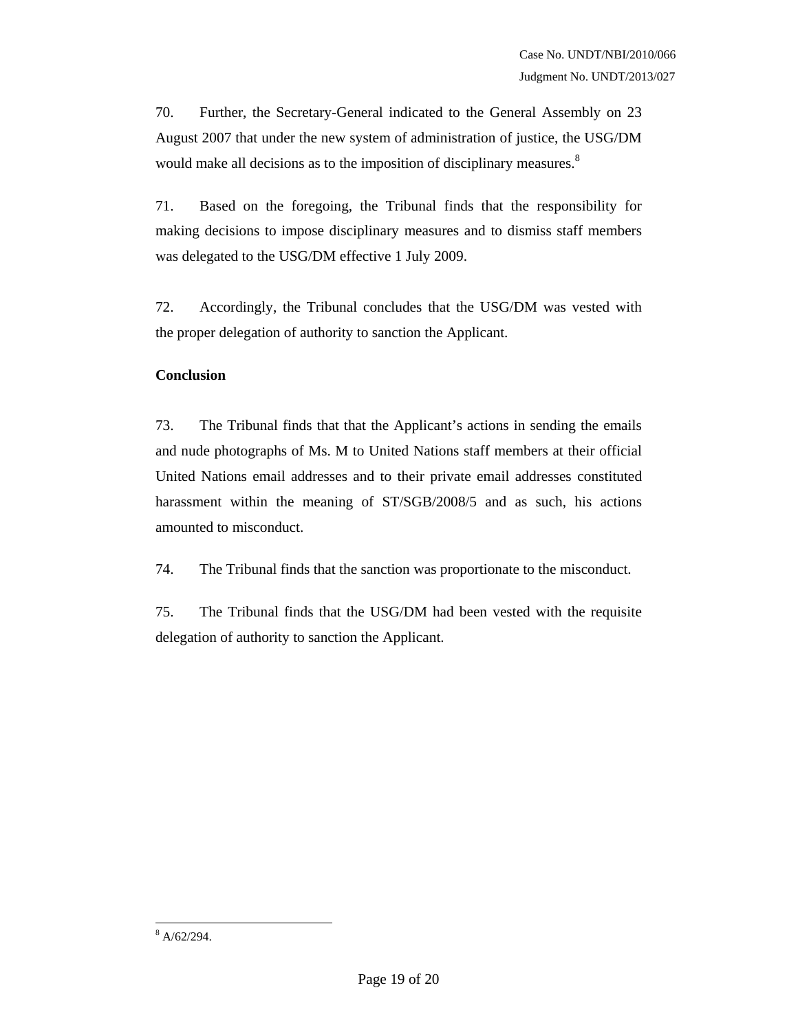70. Further, the Secretary-General indicated to the General Assembly on 23 August 2007 that under the new system of administration of justice, the USG/DM would make all decisions as to the imposition of disciplinary measures.[8]

71. Based on the foregoing, the Tribunal finds that the responsibility for making decisions to impose disciplinary measures and to dismiss staff members was delegated to the USG/DM effective 1 July 2009.

72. Accordingly, the Tribunal concludes that the USG/DM was vested with the proper delegation of authority to sanction the Applicant.

**Conclusion**

73. The Tribunal finds that that the Applicant's actions in sending the emails and nude photographs of Ms. M to United Nations staff members at their official United Nations email addresses and to their private email addresses constituted harassment within the meaning of ST/SGB/2008/5 and as such, his actions amounted to misconduct.

74. The Tribunal finds that the sanction was proportionate to the misconduct.

75. The Tribunal finds that the USG/DM had been vested with the requisite delegation of authority to sanction the Applicant.

---

[8] A/62/294.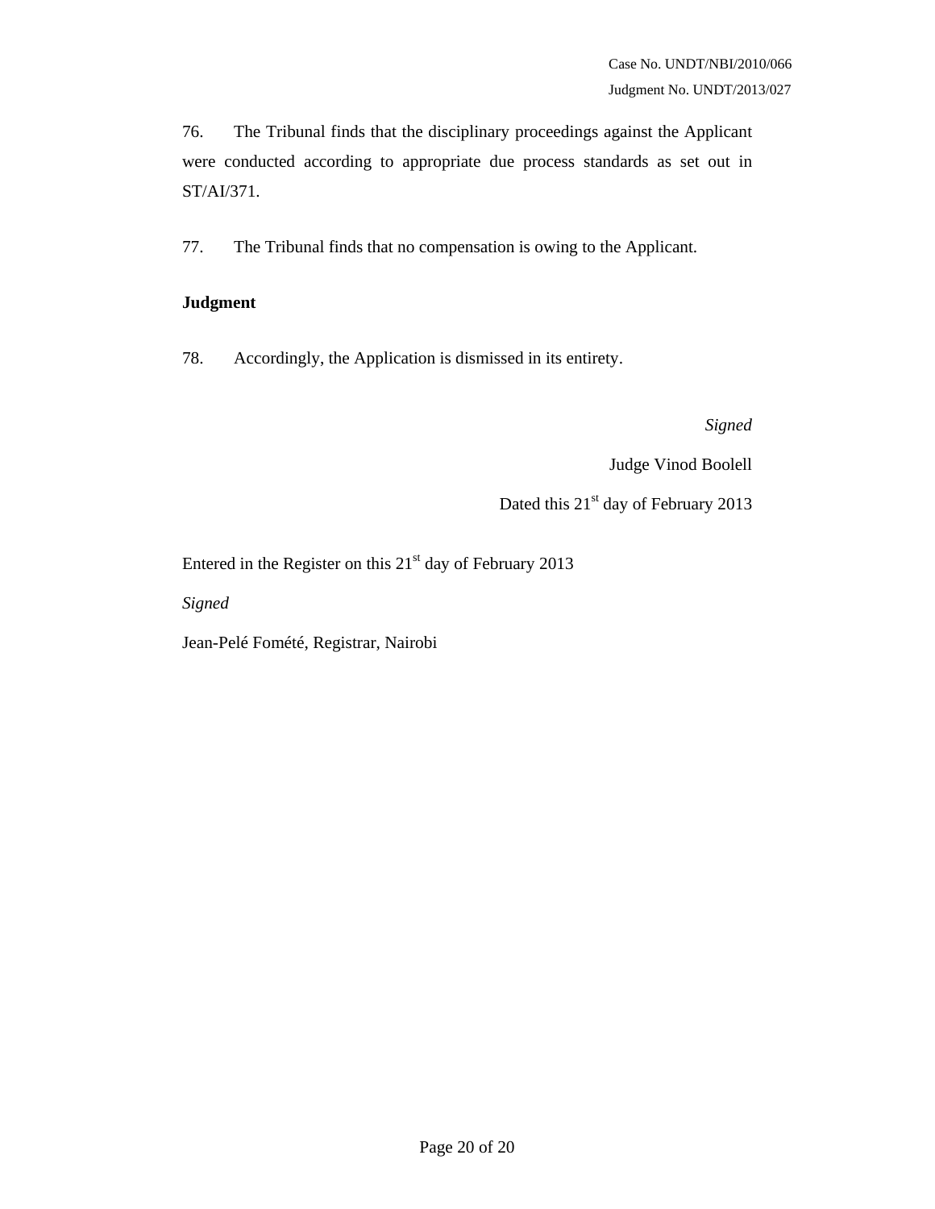76. The Tribunal finds that the disciplinary proceedings against the Applicant were conducted according to appropriate due process standards as set out in ST/AI/371.

77. The Tribunal finds that no compensation is owing to the Applicant.

**Judgment**

78. Accordingly, the Application is dismissed in its entirety.

*Signed*

Judge Vinod Boolell

Dated this 21st day of February 2013

Entered in the Register on this 21st day of February 2013

*Signed*

Jean-Pelé Fomété, Registrar, Nairobi